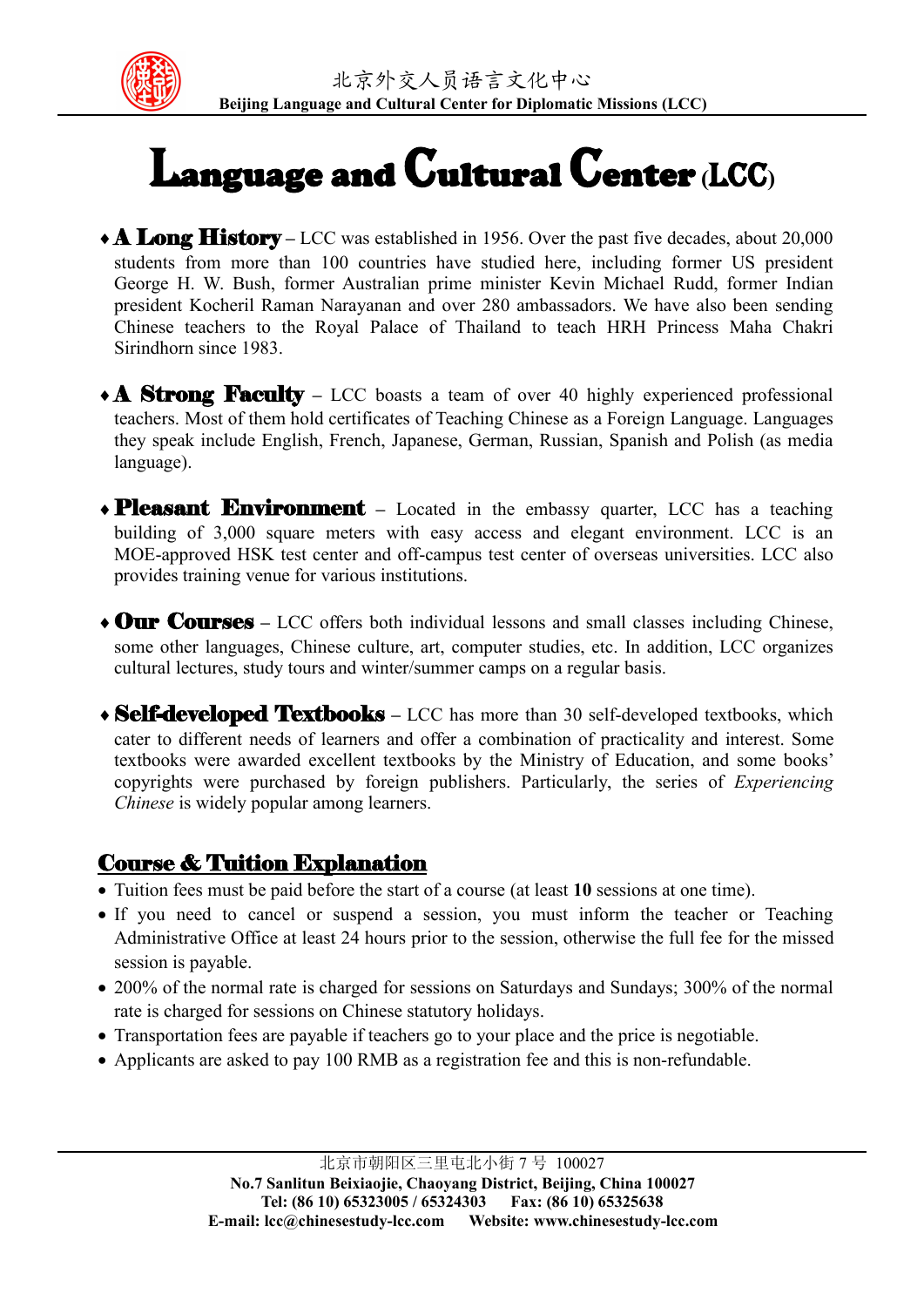# Language and Cultural Center (LCC)

- **A Long History** – LCC was established in 1956. Over the past five decades, about 20,000 students from more than 100 countries have studied here, including former US president George H. W. Bush, former Australian prime minister Kevin Michael Rudd, former Indian president Kocheril Raman Narayanan and over 280 ambassadors. We have also been sending Chinese teachers to the Royal Palace of Thailand to teach HRH Princess Maha Chakri Sirindhorn since 1983.

- **A Strong Faculty** – LCC boasts a team of over 40 highly experienced professional teachers. Most of them hold certificates of Teaching Chinese as a Foreign Language. Languages they speak include English, French, Japanese, German, Russian, Spanish and Polish (as media language).

- **Pleasant Environment** – Located in the embassy quarter, LCC has a teaching building of 3,000 square meters with easy access and elegant environment. LCC is an MOE-approved HSK test center and off-campus test center of overseas universities. LCC also provides training venue for various institutions.

- **Our Courses** – LCC offers both individual lessons and small classes including Chinese, some other languages, Chinese culture, art, computer studies, etc. In addition, LCC organizes cultural lectures, study tours and winter/summer camps on a regular basis.

- **Self-developed Textbooks** – LCC has more than 30 self-developed textbooks, which cater to different needs of learners and offer a combination of practicality and interest. Some textbooks were awarded excellent textbooks by the Ministry of Education, and some books' copyrights were purchased by foreign publishers. Particularly, the series of *Experiencing Chinese* is widely popular among learners.

## Course & Tuition Explanation

- Tuition fees must be paid before the start of a course (at least **10** sessions at one time).
- If you need to cancel or suspend a session, you must inform the teacher or Teaching Administrative Office at least 24 hours prior to the session, otherwise the full fee for the missed session is payable.
- 200% of the normal rate is charged for sessions on Saturdays and Sundays; 300% of the normal rate is charged for sessions on Chinese statutory holidays.
- Transportation fees are payable if teachers go to your place and the price is negotiable.
- Applicants are asked to pay 100 RMB as a registration fee and this is non-refundable.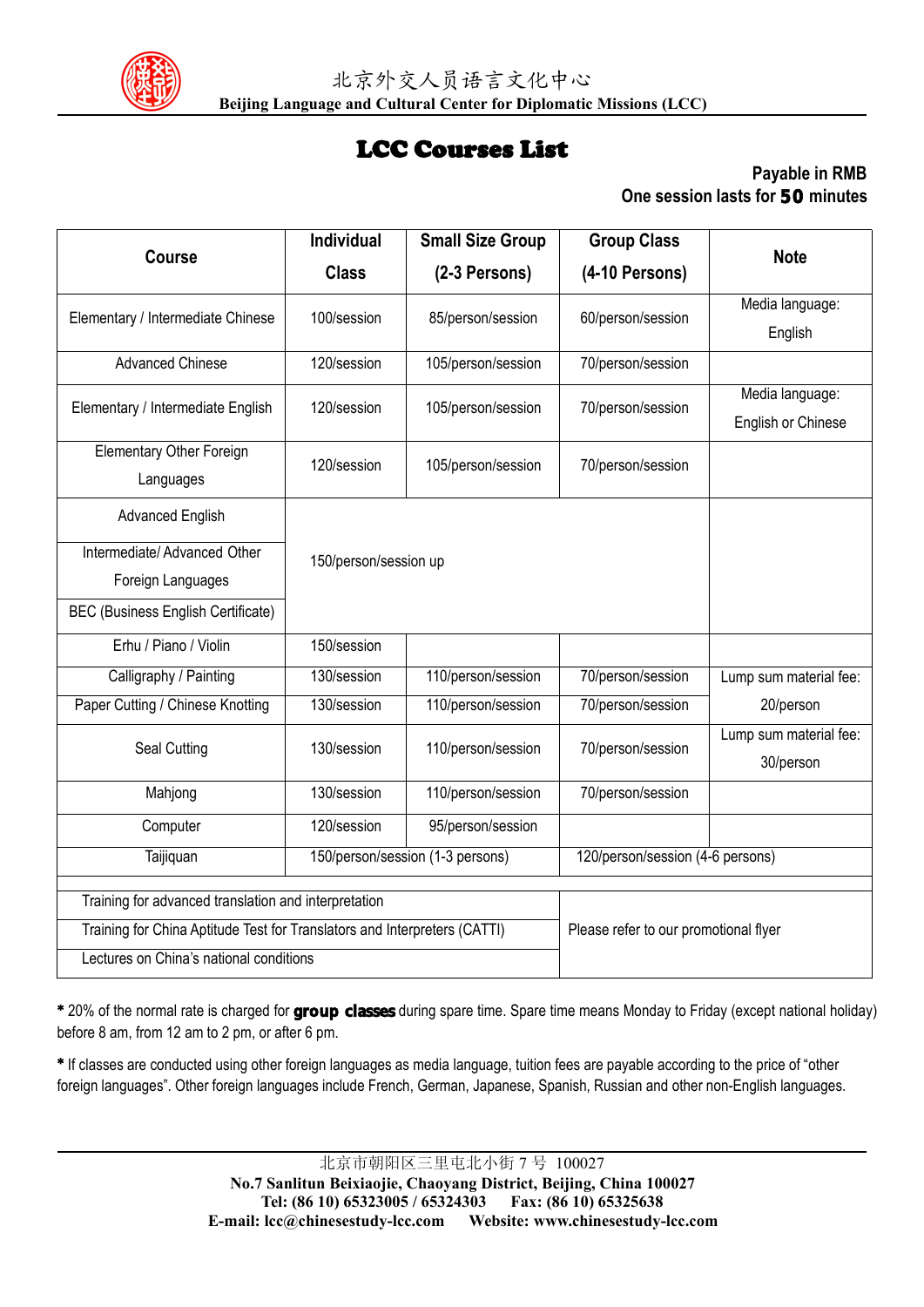北京外交人员语言文化中心
**Beijing Language and Cultural Center for Diplomatic Missions (LCC)**

# LCC Courses List

**Payable in RMB**
**One session lasts for 50 minutes**

| Course | Individual Class | Small Size Group (2-3 Persons) | Group Class (4-10 Persons) | Note |
|---|---|---|---|---|
| Elementary / Intermediate Chinese | 100/session | 85/person/session | 60/person/session | Media language: English |
| Advanced Chinese | 120/session | 105/person/session | 70/person/session | |
| Elementary / Intermediate English | 120/session | 105/person/session | 70/person/session | Media language: English or Chinese |
| Elementary Other Foreign Languages | 120/session | 105/person/session | 70/person/session | |
| Advanced English | 150/person/session up | | | |
| Intermediate/ Advanced Other Foreign Languages | 150/person/session up | | | |
| BEC (Business English Certificate) | 150/person/session up | | | |
| Erhu / Piano / Violin | 150/session | | | |
| Calligraphy / Painting | 130/session | 110/person/session | 70/person/session | Lump sum material fee: 20/person |
| Paper Cutting / Chinese Knotting | 130/session | 110/person/session | 70/person/session | Lump sum material fee: 20/person |
| Seal Cutting | 130/session | 110/person/session | 70/person/session | Lump sum material fee: 30/person |
| Mahjong | 130/session | 110/person/session | 70/person/session | |
| Computer | 120/session | 95/person/session | | |
| Taijiquan | 150/person/session (1-3 persons) | | 120/person/session (4-6 persons) | |

| | |
|---|---|
| Training for advanced translation and interpretation | Please refer to our promotional flyer |
| Training for China Aptitude Test for Translators and Interpreters (CATTI) | Please refer to our promotional flyer |
| Lectures on China's national conditions | Please refer to our promotional flyer |

* 20% of the normal rate is charged for **group classes** during spare time. Spare time means Monday to Friday (except national holiday) before 8 am, from 12 am to 2 pm, or after 6 pm.

* If classes are conducted using other foreign languages as media language, tuition fees are payable according to the price of "other foreign languages". Other foreign languages include French, German, Japanese, Spanish, Russian and other non-English languages.

北京市朝阳区三里屯北小街 7 号 100027
**No.7 Sanlitun Beixiaojie, Chaoyang District, Beijing, China 100027**
**Tel: (86 10) 65323005 / 65324303 Fax: (86 10) 65325638**
**E-mail: lcc@chinesestudy-lcc.com Website: www.chinesestudy-lcc.com**